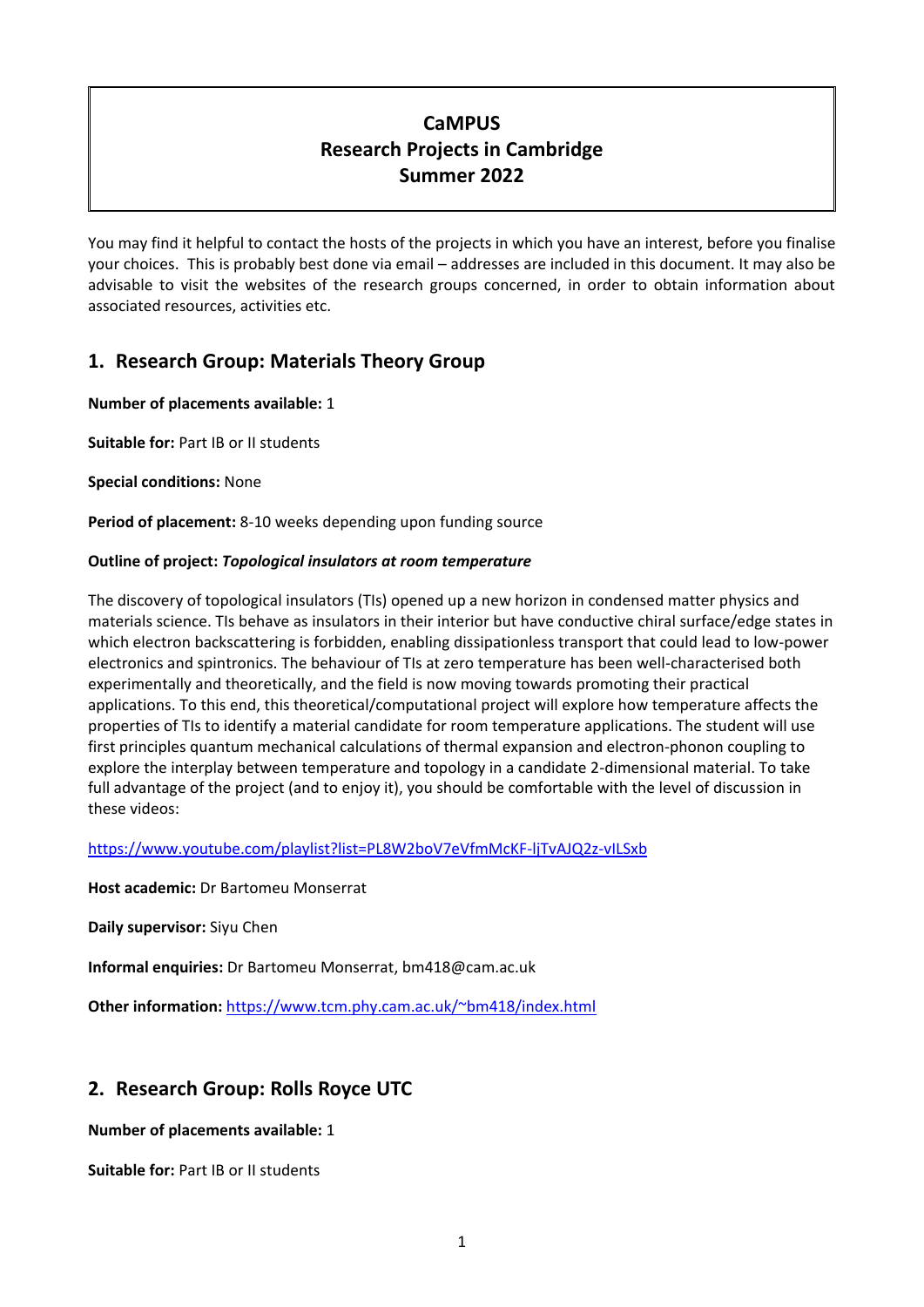# CaMPUS
# Research Projects in Cambridge
# Summer 2022

You may find it helpful to contact the hosts of the projects in which you have an interest, before you finalise your choices. This is probably best done via email – addresses are included in this document. It may also be advisable to visit the websites of the research groups concerned, in order to obtain information about associated resources, activities etc.

## 1. Research Group: Materials Theory Group

**Number of placements available:** 1

**Suitable for:** Part IB or II students

**Special conditions:** None

**Period of placement:** 8-10 weeks depending upon funding source

**Outline of project:** ***Topological insulators at room temperature***

The discovery of topological insulators (TIs) opened up a new horizon in condensed matter physics and materials science. TIs behave as insulators in their interior but have conductive chiral surface/edge states in which electron backscattering is forbidden, enabling dissipationless transport that could lead to low-power electronics and spintronics. The behaviour of TIs at zero temperature has been well-characterised both experimentally and theoretically, and the field is now moving towards promoting their practical applications. To this end, this theoretical/computational project will explore how temperature affects the properties of TIs to identify a material candidate for room temperature applications. The student will use first principles quantum mechanical calculations of thermal expansion and electron-phonon coupling to explore the interplay between temperature and topology in a candidate 2-dimensional material. To take full advantage of the project (and to enjoy it), you should be comfortable with the level of discussion in these videos:

https://www.youtube.com/playlist?list=PL8W2boV7eVfmMcKF-ljTvAJQ2z-vILSxb

**Host academic:** Dr Bartomeu Monserrat

**Daily supervisor:** Siyu Chen

**Informal enquiries:** Dr Bartomeu Monserrat, bm418@cam.ac.uk

**Other information:** https://www.tcm.phy.cam.ac.uk/~bm418/index.html

## 2. Research Group: Rolls Royce UTC

**Number of placements available:** 1

**Suitable for:** Part IB or II students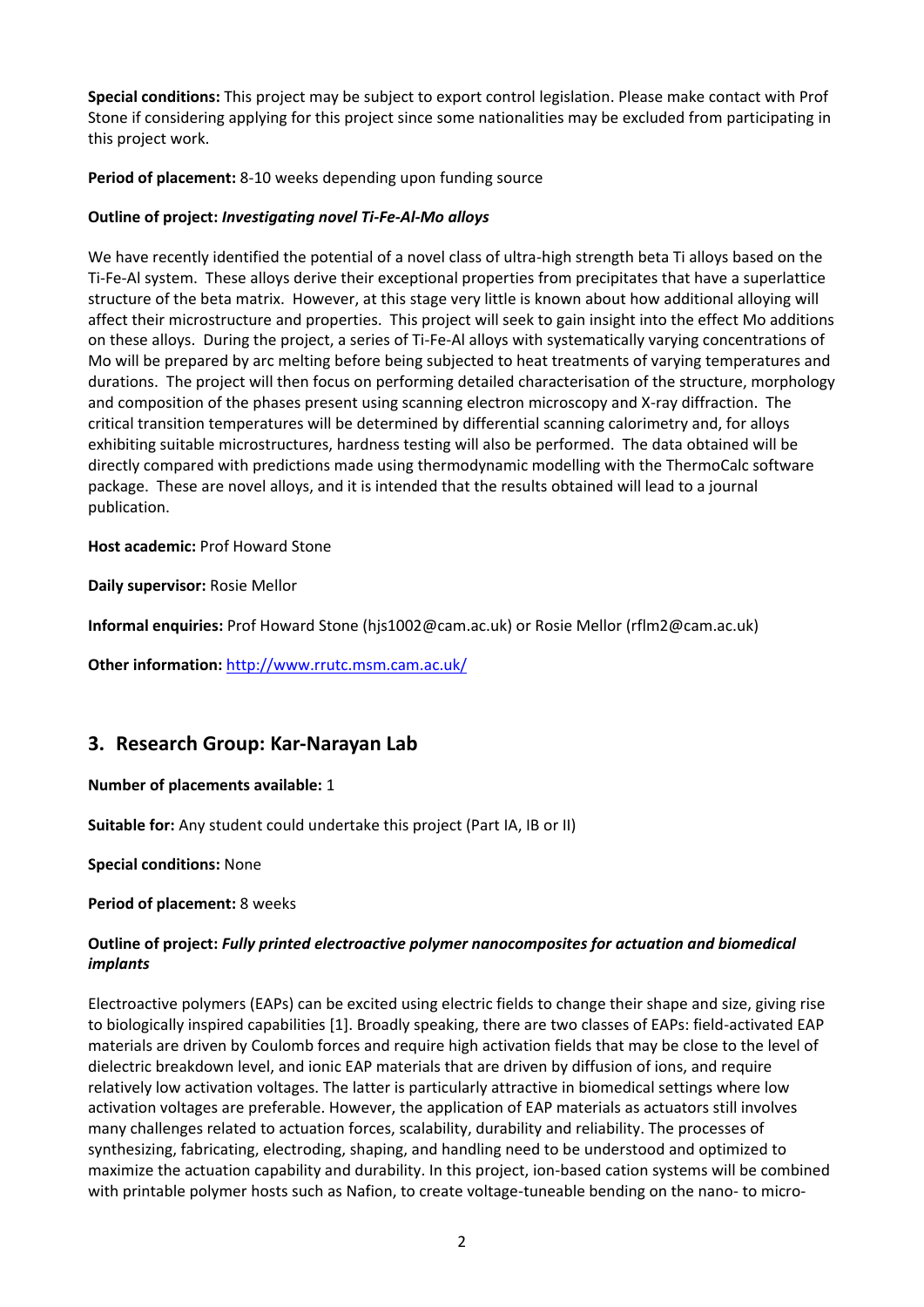**Special conditions:** This project may be subject to export control legislation. Please make contact with Prof Stone if considering applying for this project since some nationalities may be excluded from participating in this project work.

**Period of placement:** 8-10 weeks depending upon funding source

**Outline of project:** ***Investigating novel Ti-Fe-Al-Mo alloys***

We have recently identified the potential of a novel class of ultra-high strength beta Ti alloys based on the Ti-Fe-Al system. These alloys derive their exceptional properties from precipitates that have a superlattice structure of the beta matrix. However, at this stage very little is known about how additional alloying will affect their microstructure and properties. This project will seek to gain insight into the effect Mo additions on these alloys. During the project, a series of Ti-Fe-Al alloys with systematically varying concentrations of Mo will be prepared by arc melting before being subjected to heat treatments of varying temperatures and durations. The project will then focus on performing detailed characterisation of the structure, morphology and composition of the phases present using scanning electron microscopy and X-ray diffraction. The critical transition temperatures will be determined by differential scanning calorimetry and, for alloys exhibiting suitable microstructures, hardness testing will also be performed. The data obtained will be directly compared with predictions made using thermodynamic modelling with the ThermoCalc software package. These are novel alloys, and it is intended that the results obtained will lead to a journal publication.

**Host academic:** Prof Howard Stone

**Daily supervisor:** Rosie Mellor

**Informal enquiries:** Prof Howard Stone (hjs1002@cam.ac.uk) or Rosie Mellor (rflm2@cam.ac.uk)

**Other information:** [http://www.rrutc.msm.cam.ac.uk/](http://www.rrutc.msm.cam.ac.uk/)

## 3. Research Group: Kar-Narayan Lab

**Number of placements available:** 1

**Suitable for:** Any student could undertake this project (Part IA, IB or II)

**Special conditions:** None

**Period of placement:** 8 weeks

**Outline of project:** ***Fully printed electroactive polymer nanocomposites for actuation and biomedical implants***

Electroactive polymers (EAPs) can be excited using electric fields to change their shape and size, giving rise to biologically inspired capabilities [1]. Broadly speaking, there are two classes of EAPs: field-activated EAP materials are driven by Coulomb forces and require high activation fields that may be close to the level of dielectric breakdown level, and ionic EAP materials that are driven by diffusion of ions, and require relatively low activation voltages. The latter is particularly attractive in biomedical settings where low activation voltages are preferable. However, the application of EAP materials as actuators still involves many challenges related to actuation forces, scalability, durability and reliability. The processes of synthesizing, fabricating, electroding, shaping, and handling need to be understood and optimized to maximize the actuation capability and durability. In this project, ion-based cation systems will be combined with printable polymer hosts such as Nafion, to create voltage-tuneable bending on the nano- to micro-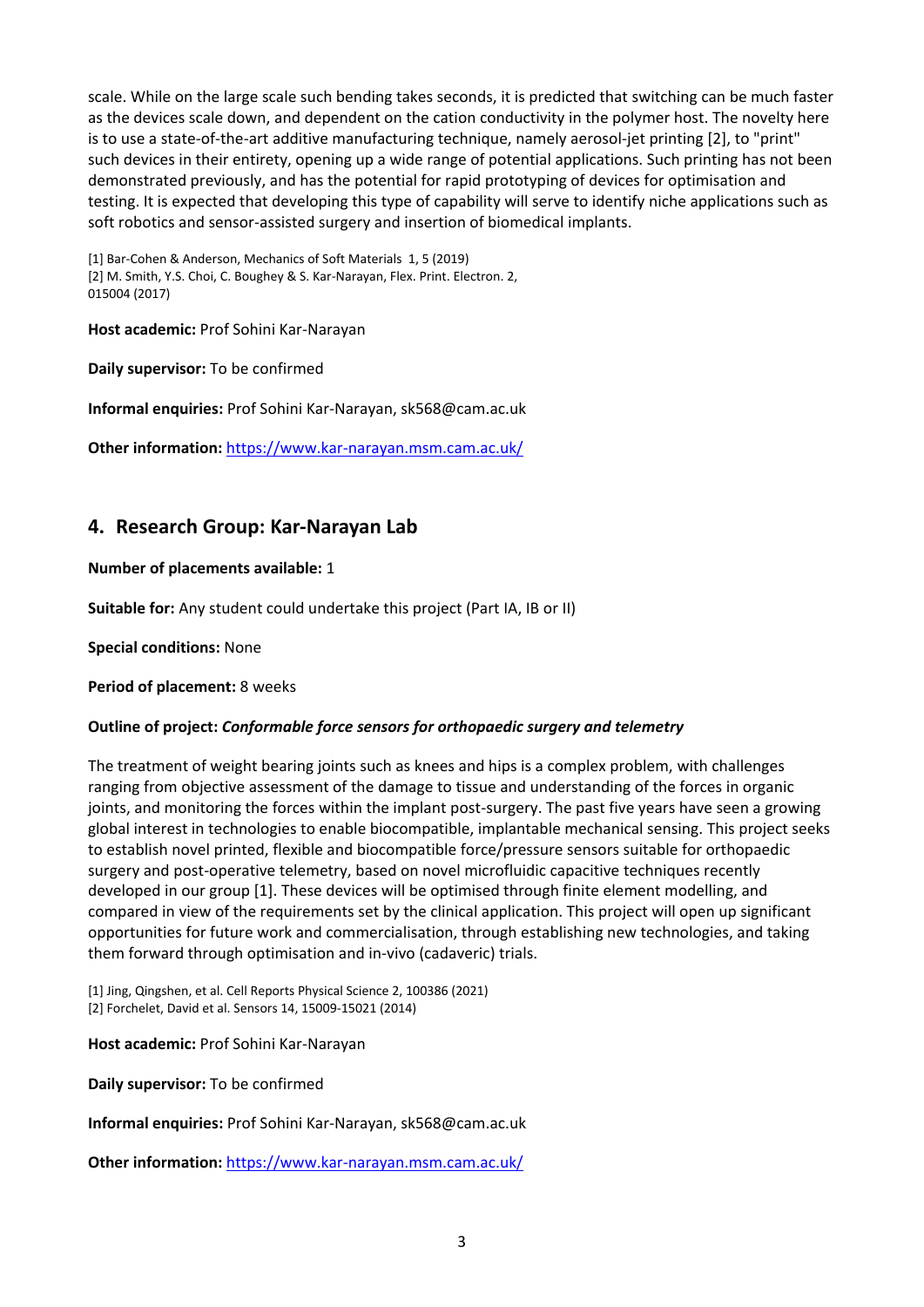scale. While on the large scale such bending takes seconds, it is predicted that switching can be much faster as the devices scale down, and dependent on the cation conductivity in the polymer host. The novelty here is to use a state-of-the-art additive manufacturing technique, namely aerosol-jet printing [2], to "print" such devices in their entirety, opening up a wide range of potential applications. Such printing has not been demonstrated previously, and has the potential for rapid prototyping of devices for optimisation and testing. It is expected that developing this type of capability will serve to identify niche applications such as soft robotics and sensor-assisted surgery and insertion of biomedical implants.

[1] Bar-Cohen & Anderson, Mechanics of Soft Materials 1, 5 (2019)
[2] M. Smith, Y.S. Choi, C. Boughey & S. Kar-Narayan, Flex. Print. Electron. 2, 015004 (2017)

**Host academic:** Prof Sohini Kar-Narayan

**Daily supervisor:** To be confirmed

**Informal enquiries:** Prof Sohini Kar-Narayan, sk568@cam.ac.uk

**Other information:** https://www.kar-narayan.msm.cam.ac.uk/

## 4. Research Group: Kar-Narayan Lab

**Number of placements available:** 1

**Suitable for:** Any student could undertake this project (Part IA, IB or II)

**Special conditions:** None

**Period of placement:** 8 weeks

**Outline of project:** ***Conformable force sensors for orthopaedic surgery and telemetry***

The treatment of weight bearing joints such as knees and hips is a complex problem, with challenges ranging from objective assessment of the damage to tissue and understanding of the forces in organic joints, and monitoring the forces within the implant post-surgery. The past five years have seen a growing global interest in technologies to enable biocompatible, implantable mechanical sensing. This project seeks to establish novel printed, flexible and biocompatible force/pressure sensors suitable for orthopaedic surgery and post-operative telemetry, based on novel microfluidic capacitive techniques recently developed in our group [1]. These devices will be optimised through finite element modelling, and compared in view of the requirements set by the clinical application. This project will open up significant opportunities for future work and commercialisation, through establishing new technologies, and taking them forward through optimisation and in-vivo (cadaveric) trials.

[1] Jing, Qingshen, et al. Cell Reports Physical Science 2, 100386 (2021)
[2] Forchelet, David et al. Sensors 14, 15009-15021 (2014)

**Host academic:** Prof Sohini Kar-Narayan

**Daily supervisor:** To be confirmed

**Informal enquiries:** Prof Sohini Kar-Narayan, sk568@cam.ac.uk

**Other information:** https://www.kar-narayan.msm.cam.ac.uk/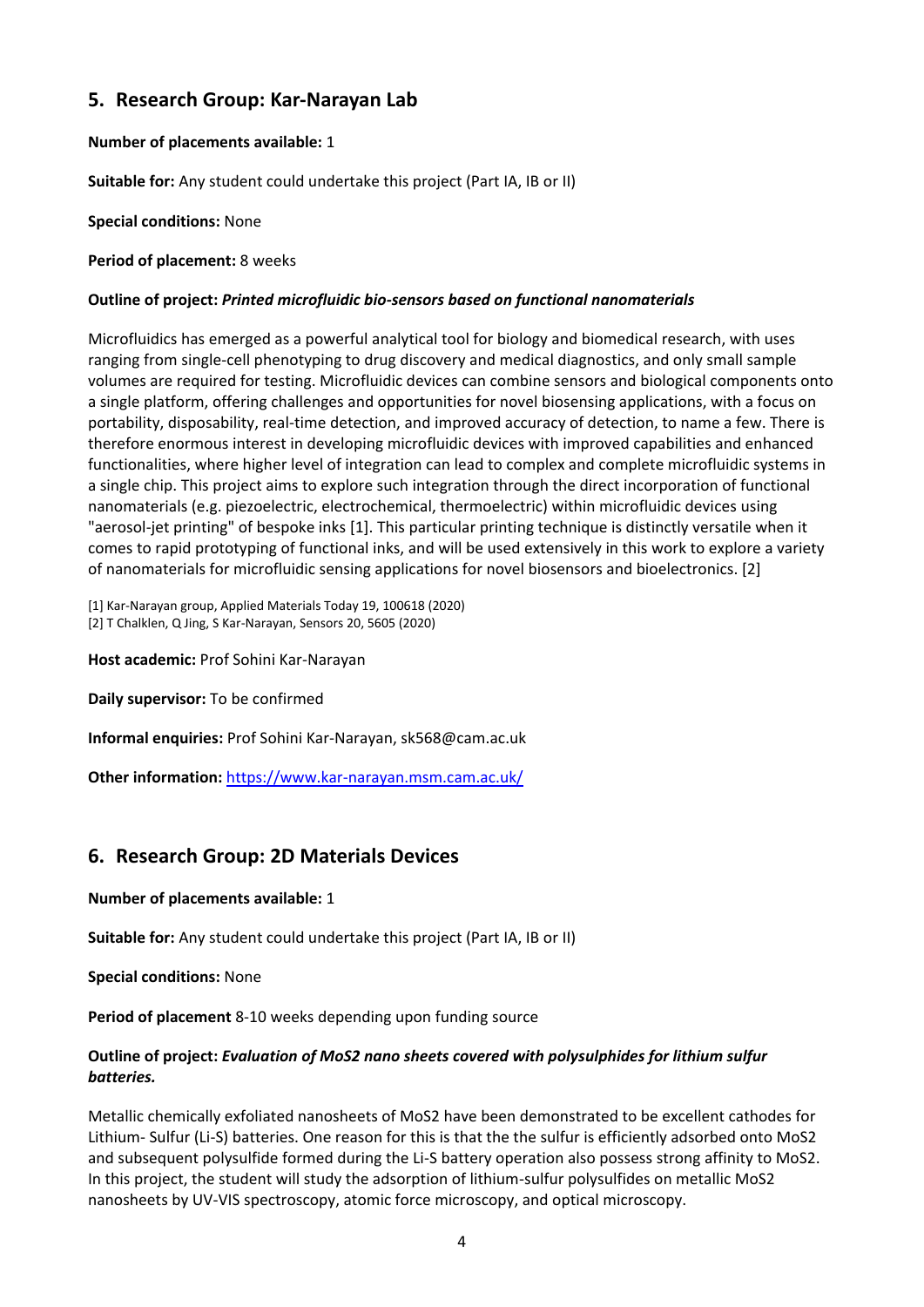## 5. Research Group: Kar-Narayan Lab

**Number of placements available:** 1

**Suitable for:** Any student could undertake this project (Part IA, IB or II)

**Special conditions:** None

**Period of placement:** 8 weeks

**Outline of project:** ***Printed microfluidic bio-sensors based on functional nanomaterials***

Microfluidics has emerged as a powerful analytical tool for biology and biomedical research, with uses ranging from single-cell phenotyping to drug discovery and medical diagnostics, and only small sample volumes are required for testing. Microfluidic devices can combine sensors and biological components onto a single platform, offering challenges and opportunities for novel biosensing applications, with a focus on portability, disposability, real-time detection, and improved accuracy of detection, to name a few. There is therefore enormous interest in developing microfluidic devices with improved capabilities and enhanced functionalities, where higher level of integration can lead to complex and complete microfluidic systems in a single chip. This project aims to explore such integration through the direct incorporation of functional nanomaterials (e.g. piezoelectric, electrochemical, thermoelectric) within microfluidic devices using "aerosol-jet printing" of bespoke inks [1]. This particular printing technique is distinctly versatile when it comes to rapid prototyping of functional inks, and will be used extensively in this work to explore a variety of nanomaterials for microfluidic sensing applications for novel biosensors and bioelectronics. [2]

[1] Kar-Narayan group, Applied Materials Today 19, 100618 (2020)
[2] T Chalklen, Q Jing, S Kar-Narayan, Sensors 20, 5605 (2020)

**Host academic:** Prof Sohini Kar-Narayan

**Daily supervisor:** To be confirmed

**Informal enquiries:** Prof Sohini Kar-Narayan, sk568@cam.ac.uk

**Other information:** https://www.kar-narayan.msm.cam.ac.uk/

## 6. Research Group: 2D Materials Devices

**Number of placements available:** 1

**Suitable for:** Any student could undertake this project (Part IA, IB or II)

**Special conditions:** None

**Period of placement** 8-10 weeks depending upon funding source

**Outline of project:** ***Evaluation of MoS2 nano sheets covered with polysulphides for lithium sulfur batteries.***

Metallic chemically exfoliated nanosheets of $MoS_2$ have been demonstrated to be excellent cathodes for Lithium- Sulfur (Li-S) batteries. One reason for this is that the the sulfur is efficiently adsorbed onto $MoS_2$ and subsequent polysulfide formed during the Li-S battery operation also possess strong affinity to $MoS_2$. In this project, the student will study the adsorption of lithium-sulfur polysulfides on metallic $MoS_2$ nanosheets by UV-VIS spectroscopy, atomic force microscopy, and optical microscopy.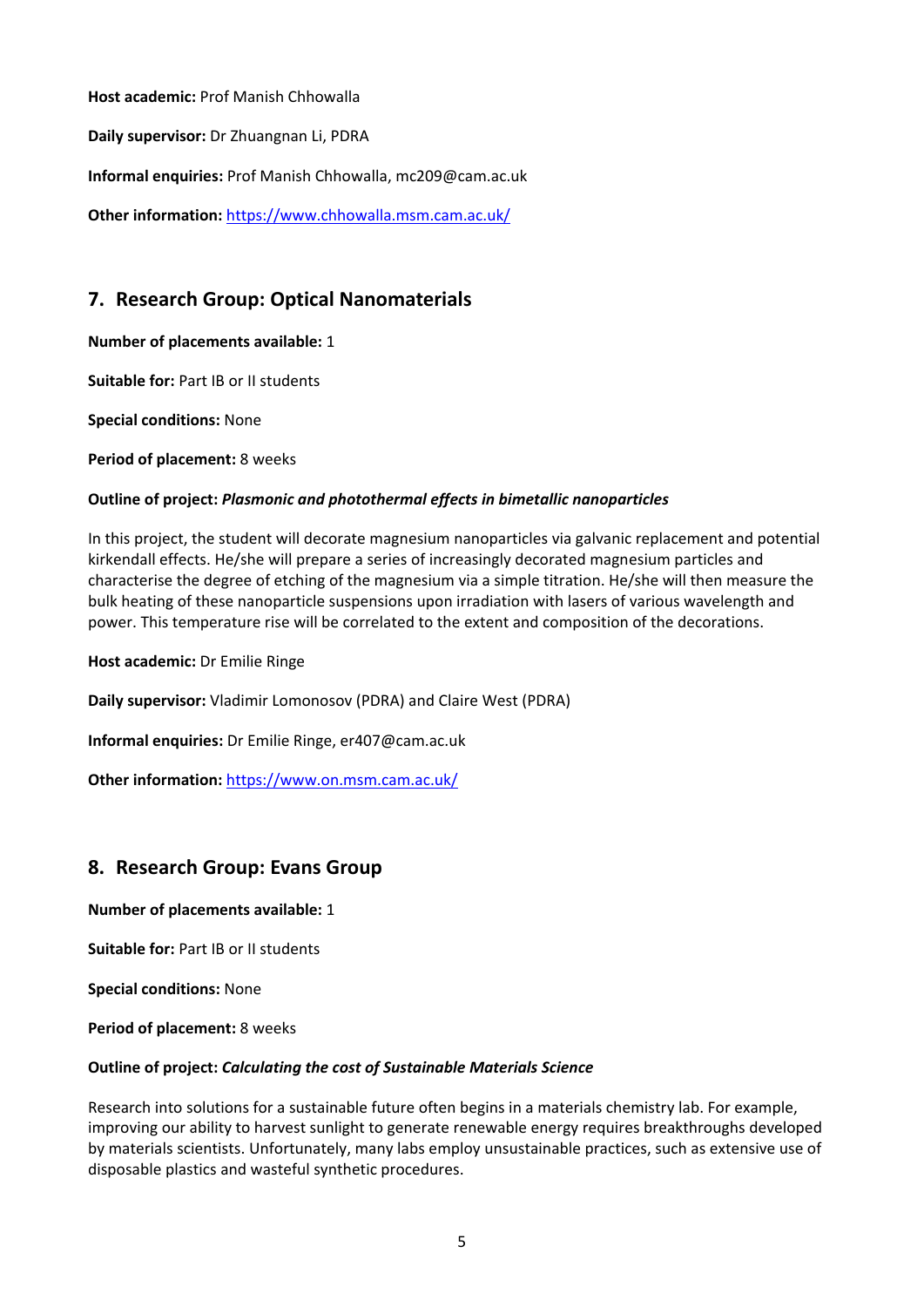**Host academic:** Prof Manish Chhowalla

**Daily supervisor:** Dr Zhuangnan Li, PDRA

**Informal enquiries:** Prof Manish Chhowalla, mc209@cam.ac.uk

**Other information:** [https://www.chhowalla.msm.cam.ac.uk/](https://www.chhowalla.msm.cam.ac.uk/)

## 7. Research Group: Optical Nanomaterials

**Number of placements available:** 1

**Suitable for:** Part IB or II students

**Special conditions:** None

**Period of placement:** 8 weeks

**Outline of project:** ***Plasmonic and photothermal effects in bimetallic nanoparticles***

In this project, the student will decorate magnesium nanoparticles via galvanic replacement and potential kirkendall effects. He/she will prepare a series of increasingly decorated magnesium particles and characterise the degree of etching of the magnesium via a simple titration. He/she will then measure the bulk heating of these nanoparticle suspensions upon irradiation with lasers of various wavelength and power. This temperature rise will be correlated to the extent and composition of the decorations.

**Host academic:** Dr Emilie Ringe

**Daily supervisor:** Vladimir Lomonosov (PDRA) and Claire West (PDRA)

**Informal enquiries:** Dr Emilie Ringe, er407@cam.ac.uk

**Other information:** [https://www.on.msm.cam.ac.uk/](https://www.on.msm.cam.ac.uk/)

## 8. Research Group: Evans Group

**Number of placements available:** 1

**Suitable for:** Part IB or II students

**Special conditions:** None

**Period of placement:** 8 weeks

**Outline of project:** ***Calculating the cost of Sustainable Materials Science***

Research into solutions for a sustainable future often begins in a materials chemistry lab. For example, improving our ability to harvest sunlight to generate renewable energy requires breakthroughs developed by materials scientists. Unfortunately, many labs employ unsustainable practices, such as extensive use of disposable plastics and wasteful synthetic procedures.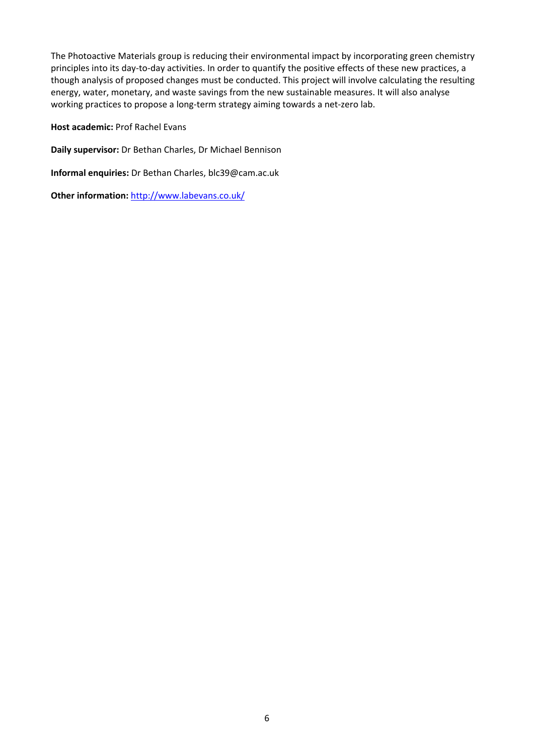The Photoactive Materials group is reducing their environmental impact by incorporating green chemistry principles into its day-to-day activities. In order to quantify the positive effects of these new practices, a though analysis of proposed changes must be conducted. This project will involve calculating the resulting energy, water, monetary, and waste savings from the new sustainable measures. It will also analyse working practices to propose a long-term strategy aiming towards a net-zero lab.

**Host academic:** Prof Rachel Evans

**Daily supervisor:** Dr Bethan Charles, Dr Michael Bennison

**Informal enquiries:** Dr Bethan Charles, blc39@cam.ac.uk

**Other information:** http://www.labevans.co.uk/